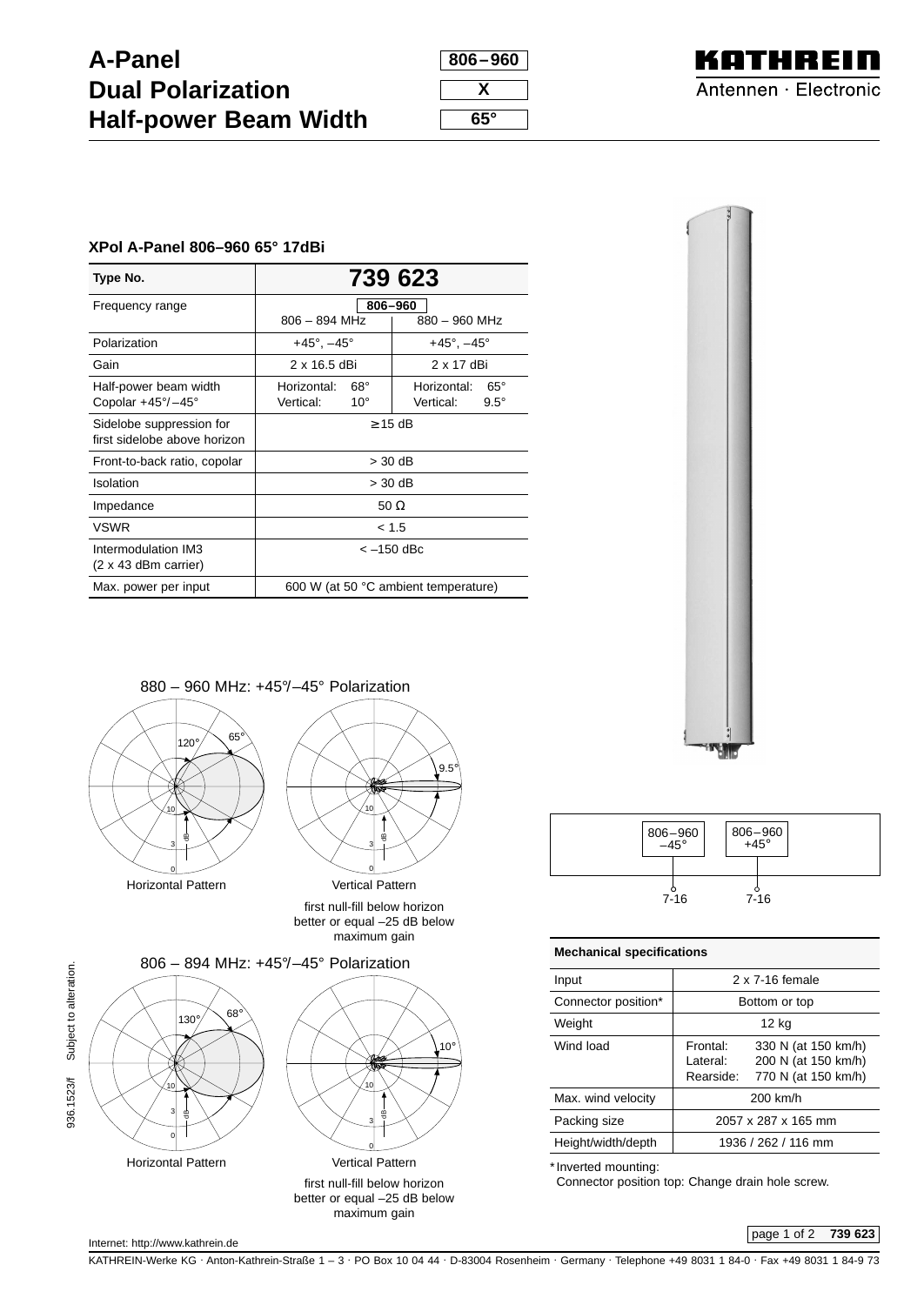# A-Panel
# Dual Polarization
# Half-power Beam Width

806 – 960

X

65°

KATHREIN
Antennen · Electronic

### XPol A-Panel 806–960 65° 17dBi

| Type No. | 739 623 | |
|---|---|---|
| Frequency range | 806 – 894 MHz | 880 – 960 MHz |
| Polarization | +45°, –45° | +45°, –45° |
| Gain | 2 x 16.5 dBi | 2 x 17 dBi |
| Half-power beam width Copolar +45°/–45° | Horizontal: 68° Vertical: 10° | Horizontal: 65° Vertical: 9.5° |
| Sidelobe suppression for first sidelobe above horizon | ≥ 15 dB | |
| Front-to-back ratio, copolar | > 30 dB | |
| Isolation | > 30 dB | |
| Impedance | 50 Ω | |
| VSWR | < 1.5 | |
| Intermodulation IM3 (2 x 43 dBm carrier) | < –150 dBc | |
| Max. power per input | 600 W (at 50 °C ambient temperature) | |

880 – 960 MHz: +45°/–45° Polarization

Horizontal Pattern

Vertical Pattern

first null-fill below horizon better or equal –25 dB below maximum gain

806 – 894 MHz: +45°/–45° Polarization

Horizontal Pattern

Vertical Pattern

first null-fill below horizon better or equal –25 dB below maximum gain

806–960 –45° — 7-16

806–960 +45° — 7-16

| Mechanical specifications | |
|---|---|
| Input | 2 x 7-16 female |
| Connector position* | Bottom or top |
| Weight | 12 kg |
| Wind load | Frontal: 330 N (at 150 km/h) Lateral: 200 N (at 150 km/h) Rearside: 770 N (at 150 km/h) |
| Max. wind velocity | 200 km/h |
| Packing size | 2057 x 287 x 165 mm |
| Height/width/depth | 1936 / 262 / 116 mm |

* Inverted mounting: Connector position top: Change drain hole screw.

936.1523/f Subject to alteration.

Internet: http://www.kathrein.de

KATHREIN-Werke KG · Anton-Kathrein-Straße 1 – 3 · PO Box 10 04 44 · D-83004 Rosenheim · Germany · Telephone +49 8031 1 84-0 · Fax +49 8031 1 84-9 73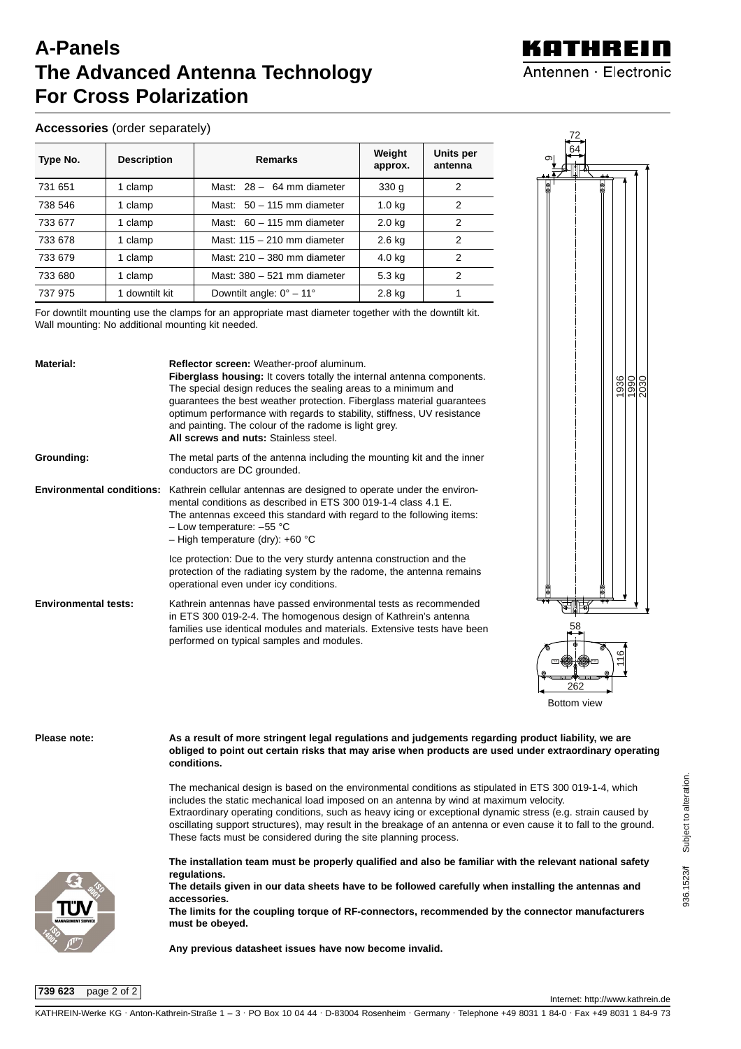# A-Panels
# The Advanced Antenna Technology For Cross Polarization

**Accessories** (order separately)

| Type No. | Description | Remarks | Weight approx. | Units per antenna |
|---|---|---|---|---|
| 731 651 | 1 clamp | Mast: 28 – 64 mm diameter | 330 g | 2 |
| 738 546 | 1 clamp | Mast: 50 – 115 mm diameter | 1.0 kg | 2 |
| 733 677 | 1 clamp | Mast: 60 – 115 mm diameter | 2.0 kg | 2 |
| 733 678 | 1 clamp | Mast: 115 – 210 mm diameter | 2.6 kg | 2 |
| 733 679 | 1 clamp | Mast: 210 – 380 mm diameter | 4.0 kg | 2 |
| 733 680 | 1 clamp | Mast: 380 – 521 mm diameter | 5.3 kg | 2 |
| 737 975 | 1 downtilt kit | Downtilt angle: 0° – 11° | 2.8 kg | 1 |

For downtilt mounting use the clamps for an appropriate mast diameter together with the downtilt kit.
Wall mounting: No additional mounting kit needed.

72
64
9
1936
1990
2030
58
116
262
Bottom view

**Material:** **Reflector screen:** Weather-proof aluminum.
**Fiberglass housing:** It covers totally the internal antenna components. The special design reduces the sealing areas to a minimum and guarantees the best weather protection. Fiberglass material guarantees optimum performance with regards to stability, stiffness, UV resistance and painting. The colour of the radome is light grey.
**All screws and nuts:** Stainless steel.

**Grounding:** The metal parts of the antenna including the mounting kit and the inner conductors are DC grounded.

**Environmental conditions:** Kathrein cellular antennas are designed to operate under the environmental conditions as described in ETS 300 019-1-4 class 4.1 E.
The antennas exceed this standard with regard to the following items:
– Low temperature: –55 °C
– High temperature (dry): +60 °C

Ice protection: Due to the very sturdy antenna construction and the protection of the radiating system by the radome, the antenna remains operational even under icy conditions.

**Environmental tests:** Kathrein antennas have passed environmental tests as recommended in ETS 300 019-2-4. The homogenous design of Kathrein's antenna families use identical modules and materials. Extensive tests have been performed on typical samples and modules.

**Please note:** **As a result of more stringent legal regulations and judgements regarding product liability, we are obliged to point out certain risks that may arise when products are used under extraordinary operating conditions.**

The mechanical design is based on the environmental conditions as stipulated in ETS 300 019-1-4, which includes the static mechanical load imposed on an antenna by wind at maximum velocity.
Extraordinary operating conditions, such as heavy icing or exceptional dynamic stress (e.g. strain caused by oscillating support structures), may result in the breakage of an antenna or even cause it to fall to the ground.
These facts must be considered during the site planning process.

**The installation team must be properly qualified and also be familiar with the relevant national safety regulations.**
**The details given in our data sheets have to be followed carefully when installing the antennas and accessories.**
**The limits for the coupling torque of RF-connectors, recommended by the connector manufacturers must be obeyed.**

**Any previous datasheet issues have now become invalid.**

936.1523/f Subject to alteration.

**739 623**

Internet: http://www.kathrein.de

KATHREIN-Werke KG · Anton-Kathrein-Straße 1 – 3 · PO Box 10 04 44 · D-83004 Rosenheim · Germany · Telephone +49 8031 1 84-0 · Fax +49 8031 1 84-9 73